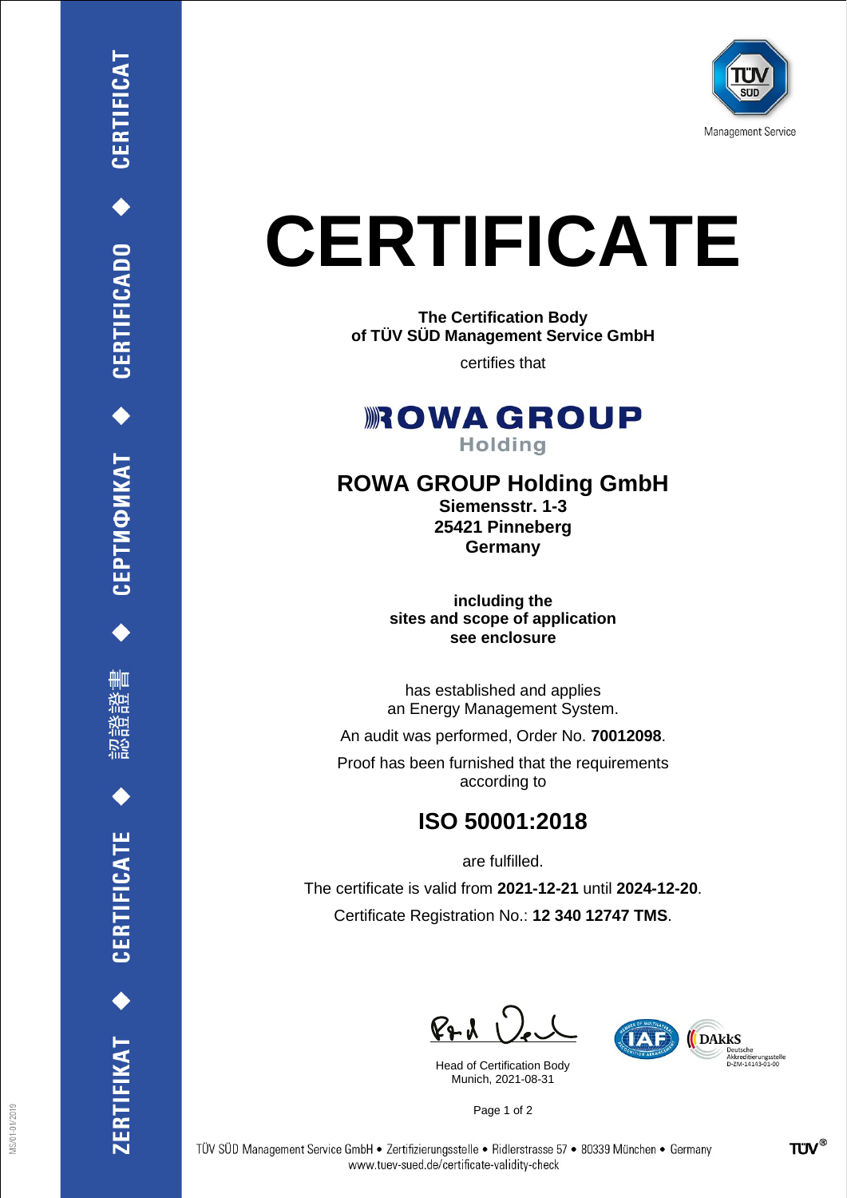ZERTIFIKAT ◆ CERTIFICATE ◆ 認證證書 ◆ СЕРТИФИКАТ ◆ CERTIFICADO ◆ CERTIFICAT

TÜV SÜD
Management Service

# CERTIFICATE

**The Certification Body**
**of TÜV SÜD Management Service GmbH**

certifies that

**ROWA GROUP**
**Holding**

## ROWA GROUP Holding GmbH

**Siemensstr. 1-3**
**25421 Pinneberg**
**Germany**

**including the**
**sites and scope of application**
**see enclosure**

has established and applies
an Energy Management System.

An audit was performed, Order No. **70012098**.

Proof has been furnished that the requirements
according to

## ISO 50001:2018

are fulfilled.

The certificate is valid from **2021-12-21** until **2024-12-20**.

Certificate Registration No.: **12 340 12747 TMS**.

Head of Certification Body
Munich, 2021-08-31

IAF
DAkkS Deutsche Akkreditierungsstelle D-ZM-14143-01-00

TÜV SÜD Management Service GmbH • Zertifizierungsstelle • Ridlerstrasse 57 • 80339 München • Germany
www.tuev-sued.de/certificate-validity-check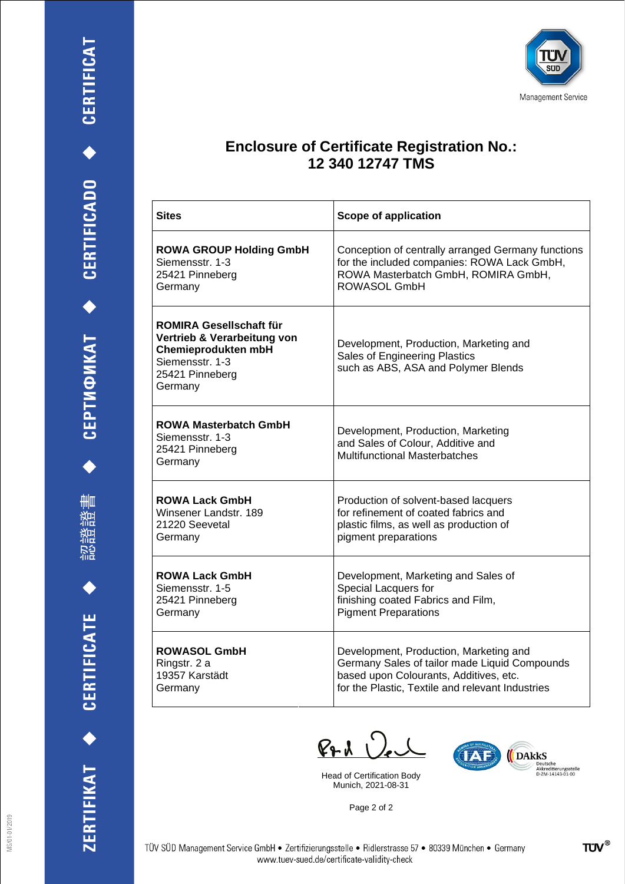TÜV SÜD

Management Service

# Enclosure of Certificate Registration No.: 12 340 12747 TMS

| Sites | Scope of application |
| --- | --- |
| **ROWA GROUP Holding GmbH**<br>Siemensstr. 1-3<br>25421 Pinneberg<br>Germany | Conception of centrally arranged Germany functions for the included companies: ROWA Lack GmbH, ROWA Masterbatch GmbH, ROMIRA GmbH, ROWASOL GmbH |
| **ROMIRA Gesellschaft für Vertrieb & Verarbeitung von Chemieprodukten mbH**<br>Siemensstr. 1-3<br>25421 Pinneberg<br>Germany | Development, Production, Marketing and Sales of Engineering Plastics such as ABS, ASA and Polymer Blends |
| **ROWA Masterbatch GmbH**<br>Siemensstr. 1-3<br>25421 Pinneberg<br>Germany | Development, Production, Marketing and Sales of Colour, Additive and Multifunctional Masterbatches |
| **ROWA Lack GmbH**<br>Winsener Landstr. 189<br>21220 Seevetal<br>Germany | Production of solvent-based lacquers for refinement of coated fabrics and plastic films, as well as production of pigment preparations |
| **ROWA Lack GmbH**<br>Siemensstr. 1-5<br>25421 Pinneberg<br>Germany | Development, Marketing and Sales of Special Lacquers for finishing coated Fabrics and Film, Pigment Preparations |
| **ROWASOL GmbH**<br>Ringstr. 2 a<br>19357 Karstädt<br>Germany | Development, Production, Marketing and Germany Sales of tailor made Liquid Compounds based upon Colourants, Additives, etc. for the Plastic, Textile and relevant Industries |

Head of Certification Body
Munich, 2021-08-31

IAF · DAkkS Deutsche Akkreditierungsstelle D-ZM-14143-01-00

ZERTIFIKAT ◆ CERTIFICATE ◆ 認證證書 ◆ СЕРТИФИКАТ ◆ CERTIFICADO ◆ CERTIFICAT

TÜV SÜD Management Service GmbH • Zertifizierungsstelle • Ridlerstrasse 57 • 80339 München • Germany
www.tuev-sued.de/certificate-validity-check